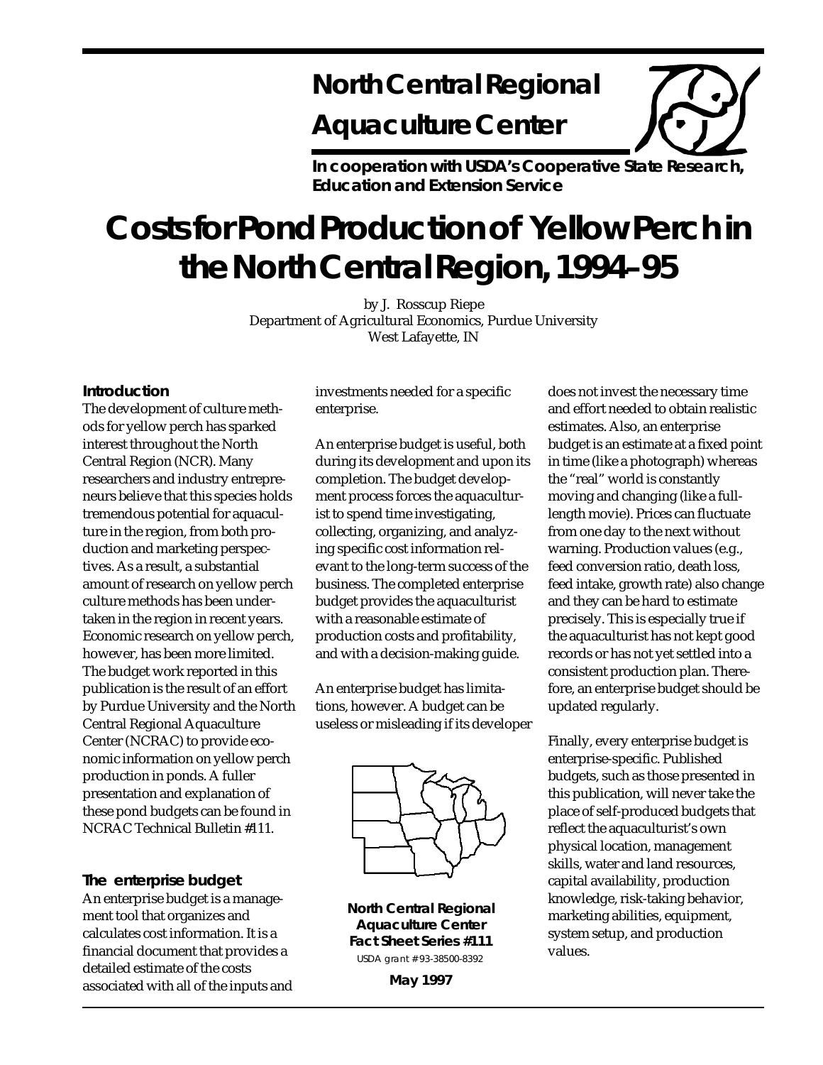# North Central Regional Aquaculture Center

**In cooperation with USDA's Cooperative State Research, Education and Extension Service**

# Costs for Pond Production of Yellow Perch in the North Central Region, 1994–95

by J. Rosscup Riepe
Department of Agricultural Economics, Purdue University
West Lafayette, IN

**North Central Regional Aquaculture Center Fact Sheet Series #111**
USDA grant # 93-38500-8392

**May 1997**

### Introduction

The development of culture methods for yellow perch has sparked interest throughout the North Central Region (NCR). Many researchers and industry entrepreneurs believe that this species holds tremendous potential for aquaculture in the region, from both production and marketing perspectives. As a result, a substantial amount of research on yellow perch culture methods has been undertaken in the region in recent years. Economic research on yellow perch, however, has been more limited. The budget work reported in this publication is the result of an effort by Purdue University and the North Central Regional Aquaculture Center (NCRAC) to provide economic information on yellow perch production in ponds. A fuller presentation and explanation of these pond budgets can be found in NCRAC Technical Bulletin #111.

### The enterprise budget

An enterprise budget is a management tool that organizes and calculates cost information. It is a financial document that provides a detailed estimate of the costs associated with all of the inputs and investments needed for a specific enterprise.

An enterprise budget is useful, both during its development and upon its completion. The budget development process forces the aquaculturist to spend time investigating, collecting, organizing, and analyzing specific cost information relevant to the long-term success of the business. The completed enterprise budget provides the aquaculturist with a reasonable estimate of production costs and profitability, and with a decision-making guide.

An enterprise budget has limitations, however. A budget can be useless or misleading if its developer does not invest the necessary time and effort needed to obtain realistic estimates. Also, an enterprise budget is an estimate at a fixed point in time (like a photograph) whereas the "real" world is constantly moving and changing (like a full-length movie). Prices can fluctuate from one day to the next without warning. Production values (e.g., feed conversion ratio, death loss, feed intake, growth rate) also change and they can be hard to estimate precisely. This is especially true if the aquaculturist has not kept good records or has not yet settled into a consistent production plan. Therefore, an enterprise budget should be updated regularly.

Finally, every enterprise budget is enterprise-specific. Published budgets, such as those presented in this publication, will never take the place of self-produced budgets that reflect the aquaculturist's own physical location, management skills, water and land resources, capital availability, production knowledge, risk-taking behavior, marketing abilities, equipment, system setup, and production values.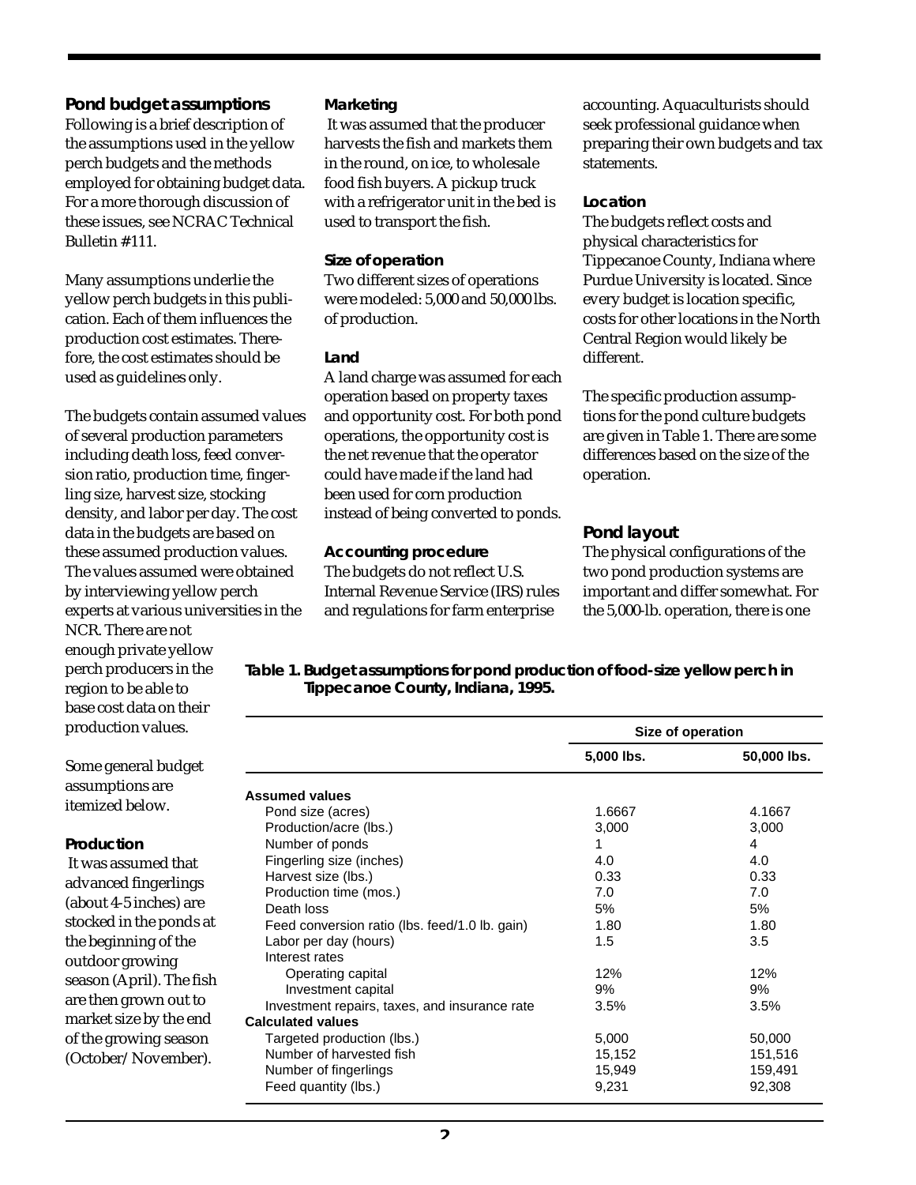## Pond budget assumptions

Following is a brief description of the assumptions used in the yellow perch budgets and the methods employed for obtaining budget data. For a more thorough discussion of these issues, see NCRAC Technical Bulletin #111.

Many assumptions underlie the yellow perch budgets in this publication. Each of them influences the production cost estimates. Therefore, the cost estimates should be used as guidelines only.

The budgets contain assumed values of several production parameters including death loss, feed conversion ratio, production time, fingerling size, harvest size, stocking density, and labor per day. The cost data in the budgets are based on these assumed production values. The values assumed were obtained by interviewing yellow perch experts at various universities in the NCR. There are not enough private yellow perch producers in the region to be able to base cost data on their production values.

Some general budget assumptions are itemized below.

### Production

It was assumed that advanced fingerlings (about 4-5 inches) are stocked in the ponds at the beginning of the outdoor growing season (April). The fish are then grown out to market size by the end of the growing season (October/November).

### Marketing

It was assumed that the producer harvests the fish and markets them in the round, on ice, to wholesale food fish buyers. A pickup truck with a refrigerator unit in the bed is used to transport the fish.

### Size of operation

Two different sizes of operations were modeled: 5,000 and 50,000 lbs. of production.

### Land

A land charge was assumed for each operation based on property taxes and opportunity cost. For both pond operations, the opportunity cost is the net revenue that the operator could have made if the land had been used for corn production instead of being converted to ponds.

### Accounting procedure

The budgets do not reflect U.S. Internal Revenue Service (IRS) rules and regulations for farm enterprise accounting. Aquaculturists should seek professional guidance when preparing their own budgets and tax statements.

### Location

The budgets reflect costs and physical characteristics for Tippecanoe County, Indiana where Purdue University is located. Since every budget is location specific, costs for other locations in the North Central Region would likely be different.

The specific production assumptions for the pond culture budgets are given in Table 1. There are some differences based on the size of the operation.

## Pond layout

The physical configurations of the two pond production systems are important and differ somewhat. For the 5,000-lb. operation, there is one

**Table 1. Budget assumptions for pond production of food-size yellow perch in Tippecanoe County, Indiana, 1995.**

| | Size of operation | |
|---|---|---|
| | 5,000 lbs. | 50,000 lbs. |
| **Assumed values** | | |
| Pond size (acres) | 1.6667 | 4.1667 |
| Production/acre (lbs.) | 3,000 | 3,000 |
| Number of ponds | 1 | 4 |
| Fingerling size (inches) | 4.0 | 4.0 |
| Harvest size (lbs.) | 0.33 | 0.33 |
| Production time (mos.) | 7.0 | 7.0 |
| Death loss | 5% | 5% |
| Feed conversion ratio (lbs. feed/1.0 lb. gain) | 1.80 | 1.80 |
| Labor per day (hours) | 1.5 | 3.5 |
| Interest rates | | |
| Operating capital | 12% | 12% |
| Investment capital | 9% | 9% |
| Investment repairs, taxes, and insurance rate | 3.5% | 3.5% |
| **Calculated values** | | |
| Targeted production (lbs.) | 5,000 | 50,000 |
| Number of harvested fish | 15,152 | 151,516 |
| Number of fingerlings | 15,949 | 159,491 |
| Feed quantity (lbs.) | 9,231 | 92,308 |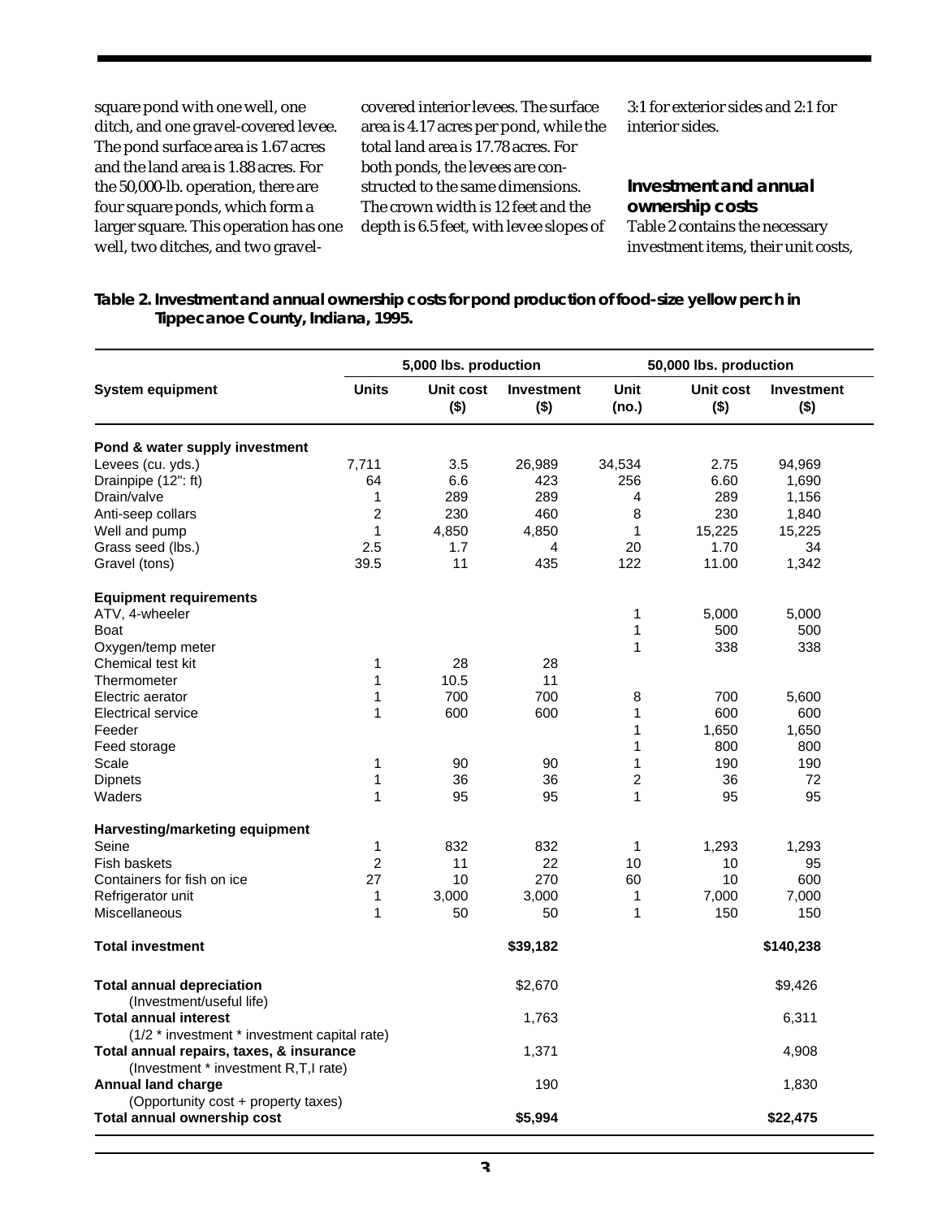square pond with one well, one ditch, and one gravel-covered levee. The pond surface area is 1.67 acres and the land area is 1.88 acres. For the 50,000-lb. operation, there are four square ponds, which form a larger square. This operation has one well, two ditches, and two gravel-covered interior levees. The surface area is 4.17 acres per pond, while the total land area is 17.78 acres. For both ponds, the levees are constructed to the same dimensions. The crown width is 12 feet and the depth is 6.5 feet, with levee slopes of 3:1 for exterior sides and 2:1 for interior sides.

### Investment and annual ownership costs

Table 2 contains the necessary investment items, their unit costs,

**Table 2. Investment and annual ownership costs for pond production of food-size yellow perch in Tippecanoe County, Indiana, 1995.**

| System equipment | 5,000 lbs. production | | | 50,000 lbs. production | | |
|---|---|---|---|---|---|---|
| | Units | Unit cost ($) | Investment ($) | Unit (no.) | Unit cost ($) | Investment ($) |
| **Pond & water supply investment** | | | | | | |
| Levees (cu. yds.) | 7,711 | 3.5 | 26,989 | 34,534 | 2.75 | 94,969 |
| Drainpipe (12": ft) | 64 | 6.6 | 423 | 256 | 6.60 | 1,690 |
| Drain/valve | 1 | 289 | 289 | 4 | 289 | 1,156 |
| Anti-seep collars | 2 | 230 | 460 | 8 | 230 | 1,840 |
| Well and pump | 1 | 4,850 | 4,850 | 1 | 15,225 | 15,225 |
| Grass seed (lbs.) | 2.5 | 1.7 | 4 | 20 | 1.70 | 34 |
| Gravel (tons) | 39.5 | 11 | 435 | 122 | 11.00 | 1,342 |
| **Equipment requirements** | | | | | | |
| ATV, 4-wheeler | | | | 1 | 5,000 | 5,000 |
| Boat | | | | 1 | 500 | 500 |
| Oxygen/temp meter | | | | 1 | 338 | 338 |
| Chemical test kit | 1 | 28 | 28 | | | |
| Thermometer | 1 | 10.5 | 11 | | | |
| Electric aerator | 1 | 700 | 700 | 8 | 700 | 5,600 |
| Electrical service | 1 | 600 | 600 | 1 | 600 | 600 |
| Feeder | | | | 1 | 1,650 | 1,650 |
| Feed storage | | | | 1 | 800 | 800 |
| Scale | 1 | 90 | 90 | 1 | 190 | 190 |
| Dipnets | 1 | 36 | 36 | 2 | 36 | 72 |
| Waders | 1 | 95 | 95 | 1 | 95 | 95 |
| **Harvesting/marketing equipment** | | | | | | |
| Seine | 1 | 832 | 832 | 1 | 1,293 | 1,293 |
| Fish baskets | 2 | 11 | 22 | 10 | 10 | 95 |
| Containers for fish on ice | 27 | 10 | 270 | 60 | 10 | 600 |
| Refrigerator unit | 1 | 3,000 | 3,000 | 1 | 7,000 | 7,000 |
| Miscellaneous | 1 | 50 | 50 | 1 | 150 | 150 |
| **Total investment** | | | **$39,182** | | | **$140,238** |
| **Total annual depreciation** (Investment/useful life) | | | $2,670 | | | $9,426 |
| **Total annual interest** (1/2 * investment * investment capital rate) | | | 1,763 | | | 6,311 |
| **Total annual repairs, taxes, & insurance** (Investment * investment R,T,I rate) | | | 1,371 | | | 4,908 |
| **Annual land charge** (Opportunity cost + property taxes) | | | 190 | | | 1,830 |
| **Total annual ownership cost** | | | **$5,994** | | | **$22,475** |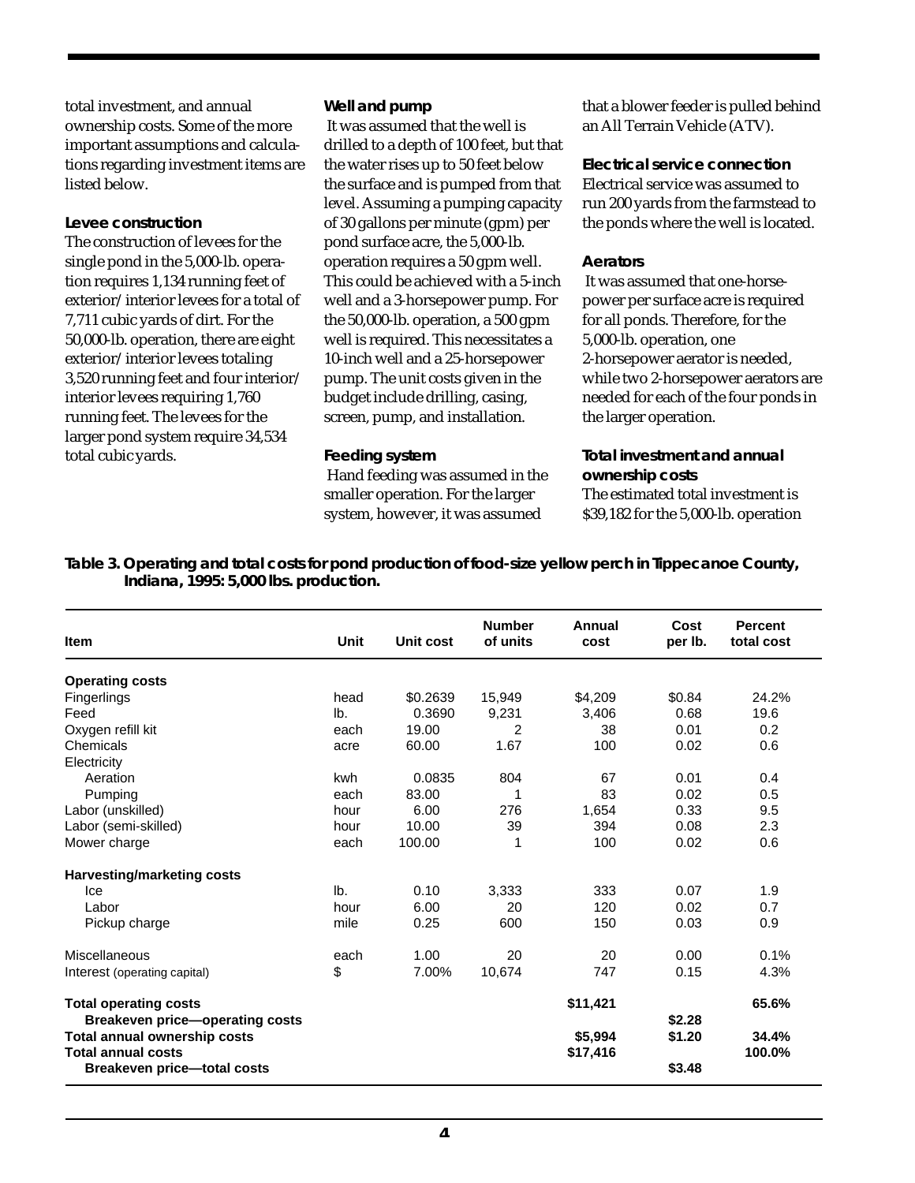total investment, and annual ownership costs. Some of the more important assumptions and calculations regarding investment items are listed below.

**Levee construction**

The construction of levees for the single pond in the 5,000-lb. operation requires 1,134 running feet of exterior/interior levees for a total of 7,711 cubic yards of dirt. For the 50,000-lb. operation, there are eight exterior/interior levees totaling 3,520 running feet and four interior/interior levees requiring 1,760 running feet. The levees for the larger pond system require 34,534 total cubic yards.

**Well and pump**

It was assumed that the well is drilled to a depth of 100 feet, but that the water rises up to 50 feet below the surface and is pumped from that level. Assuming a pumping capacity of 30 gallons per minute (gpm) per pond surface acre, the 5,000-lb. operation requires a 50 gpm well. This could be achieved with a 5-inch well and a 3-horsepower pump. For the 50,000-lb. operation, a 500 gpm well is required. This necessitates a 10-inch well and a 25-horsepower pump. The unit costs given in the budget include drilling, casing, screen, pump, and installation.

**Feeding system**

Hand feeding was assumed in the smaller operation. For the larger system, however, it was assumed that a blower feeder is pulled behind an All Terrain Vehicle (ATV).

**Electrical service connection**

Electrical service was assumed to run 200 yards from the farmstead to the ponds where the well is located.

**Aerators**

It was assumed that one-horsepower per surface acre is required for all ponds. Therefore, for the 5,000-lb. operation, one 2-horsepower aerator is needed, while two 2-horsepower aerators are needed for each of the four ponds in the larger operation.

**Total investment and annual ownership costs**

The estimated total investment is $39,182 for the 5,000-lb. operation

**Table 3. Operating and total costs for pond production of food-size yellow perch in Tippecanoe County, Indiana, 1995: 5,000 lbs. production.**

| Item | Unit | Unit cost | Number of units | Annual cost | Cost per lb. | Percent total cost |
|---|---|---|---|---|---|---|
| **Operating costs** | | | | | | |
| Fingerlings | head | $0.2639 | 15,949 | $4,209 | $0.84 | 24.2% |
| Feed | lb. | 0.3690 | 9,231 | 3,406 | 0.68 | 19.6 |
| Oxygen refill kit | each | 19.00 | 2 | 38 | 0.01 | 0.2 |
| Chemicals | acre | 60.00 | 1.67 | 100 | 0.02 | 0.6 |
| Electricity | | | | | | |
| Aeration | kwh | 0.0835 | 804 | 67 | 0.01 | 0.4 |
| Pumping | each | 83.00 | 1 | 83 | 0.02 | 0.5 |
| Labor (unskilled) | hour | 6.00 | 276 | 1,654 | 0.33 | 9.5 |
| Labor (semi-skilled) | hour | 10.00 | 39 | 394 | 0.08 | 2.3 |
| Mower charge | each | 100.00 | 1 | 100 | 0.02 | 0.6 |
| **Harvesting/marketing costs** | | | | | | |
| Ice | lb. | 0.10 | 3,333 | 333 | 0.07 | 1.9 |
| Labor | hour | 6.00 | 20 | 120 | 0.02 | 0.7 |
| Pickup charge | mile | 0.25 | 600 | 150 | 0.03 | 0.9 |
| Miscellaneous | each | 1.00 | 20 | 20 | 0.00 | 0.1% |
| Interest (operating capital) | $ | 7.00% | 10,674 | 747 | 0.15 | 4.3% |
| **Total operating costs** | | | | **$11,421** | | **65.6%** |
| **Breakeven price—operating costs** | | | | | **$2.28** | |
| **Total annual ownership costs** | | | | **$5,994** | **$1.20** | **34.4%** |
| **Total annual costs** | | | | **$17,416** | | **100.0%** |
| **Breakeven price—total costs** | | | | | **$3.48** | |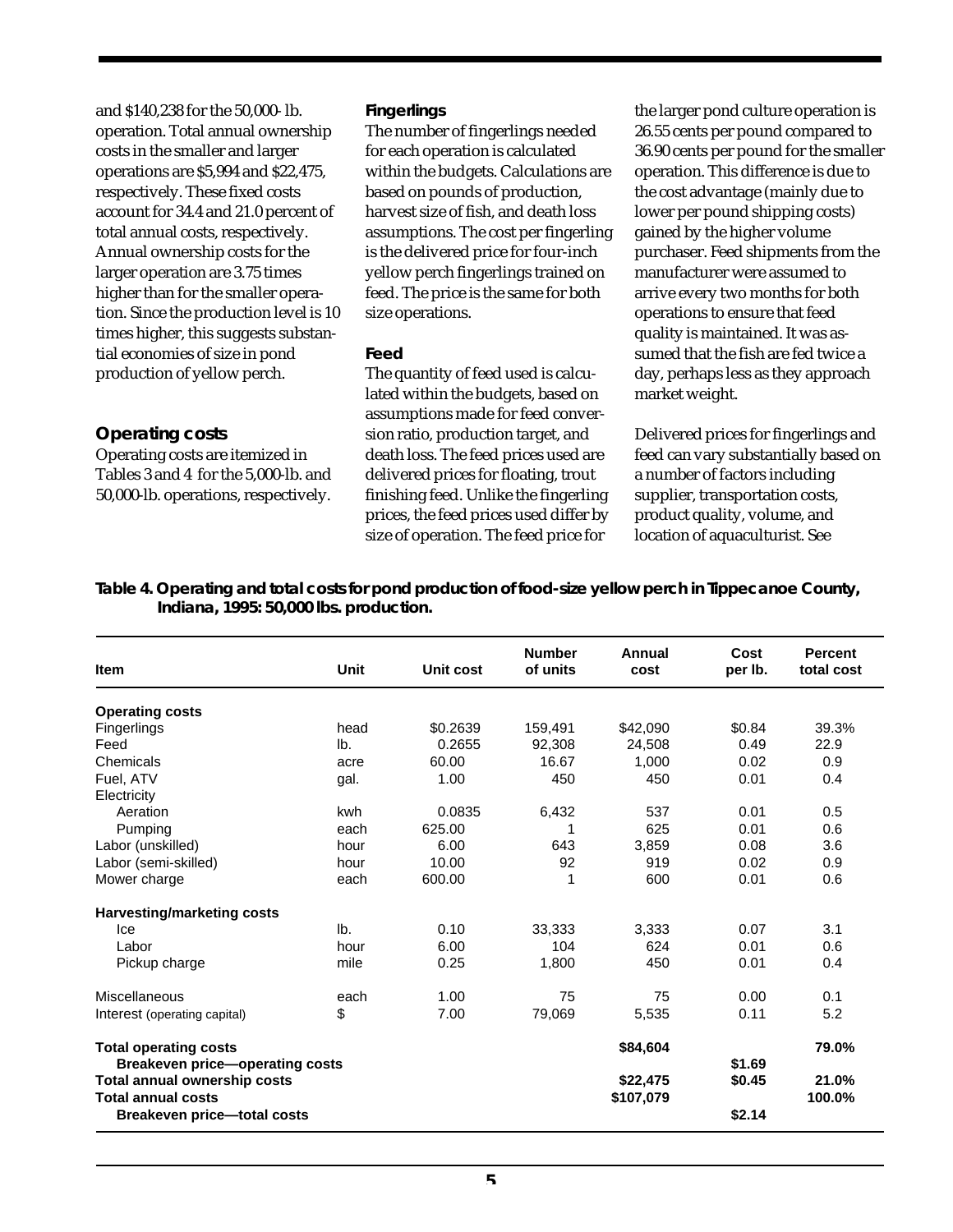and $140,238 for the 50,000- lb. operation. Total annual ownership costs in the smaller and larger operations are $5,994 and $22,475, respectively. These fixed costs account for 34.4 and 21.0 percent of total annual costs, respectively. Annual ownership costs for the larger operation are 3.75 times higher than for the smaller operation. Since the production level is 10 times higher, this suggests substantial economies of size in pond production of yellow perch.

## Operating costs

Operating costs are itemized in Tables 3 and 4 for the 5,000-lb. and 50,000-lb. operations, respectively.

### Fingerlings

The number of fingerlings needed for each operation is calculated within the budgets. Calculations are based on pounds of production, harvest size of fish, and death loss assumptions. The cost per fingerling is the delivered price for four-inch yellow perch fingerlings trained on feed. The price is the same for both size operations.

### Feed

The quantity of feed used is calculated within the budgets, based on assumptions made for feed conversion ratio, production target, and death loss. The feed prices used are delivered prices for floating, trout finishing feed. Unlike the fingerling prices, the feed prices used differ by size of operation. The feed price for the larger pond culture operation is 26.55 cents per pound compared to 36.90 cents per pound for the smaller operation. This difference is due to the cost advantage (mainly due to lower per pound shipping costs) gained by the higher volume purchaser. Feed shipments from the manufacturer were assumed to arrive every two months for both operations to ensure that feed quality is maintained. It was assumed that the fish are fed twice a day, perhaps less as they approach market weight.

Delivered prices for fingerlings and feed can vary substantially based on a number of factors including supplier, transportation costs, product quality, volume, and location of aquaculturist. See

**Table 4. Operating and total costs for pond production of food-size yellow perch in Tippecanoe County, Indiana, 1995: 50,000 lbs. production.**

| Item | Unit | Unit cost | Number of units | Annual cost | Cost per lb. | Percent total cost |
|---|---|---|---|---|---|---|
| **Operating costs** | | | | | | |
| Fingerlings | head | $0.2639 | 159,491 | $42,090 | $0.84 | 39.3% |
| Feed | lb. | 0.2655 | 92,308 | 24,508 | 0.49 | 22.9 |
| Chemicals | acre | 60.00 | 16.67 | 1,000 | 0.02 | 0.9 |
| Fuel, ATV | gal. | 1.00 | 450 | 450 | 0.01 | 0.4 |
| Electricity | | | | | | |
| Aeration | kwh | 0.0835 | 6,432 | 537 | 0.01 | 0.5 |
| Pumping | each | 625.00 | 1 | 625 | 0.01 | 0.6 |
| Labor (unskilled) | hour | 6.00 | 643 | 3,859 | 0.08 | 3.6 |
| Labor (semi-skilled) | hour | 10.00 | 92 | 919 | 0.02 | 0.9 |
| Mower charge | each | 600.00 | 1 | 600 | 0.01 | 0.6 |
| **Harvesting/marketing costs** | | | | | | |
| Ice | lb. | 0.10 | 33,333 | 3,333 | 0.07 | 3.1 |
| Labor | hour | 6.00 | 104 | 624 | 0.01 | 0.6 |
| Pickup charge | mile | 0.25 | 1,800 | 450 | 0.01 | 0.4 |
| Miscellaneous | each | 1.00 | 75 | 75 | 0.00 | 0.1 |
| Interest (operating capital) | $ | 7.00 | 79,069 | 5,535 | 0.11 | 5.2 |
| **Total operating costs** | | | | **$84,604** | | **79.0%** |
| **Breakeven price—operating costs** | | | | | **$1.69** | |
| **Total annual ownership costs** | | | | **$22,475** | **$0.45** | **21.0%** |
| **Total annual costs** | | | | **$107,079** | | **100.0%** |
| **Breakeven price—total costs** | | | | | **$2.14** | |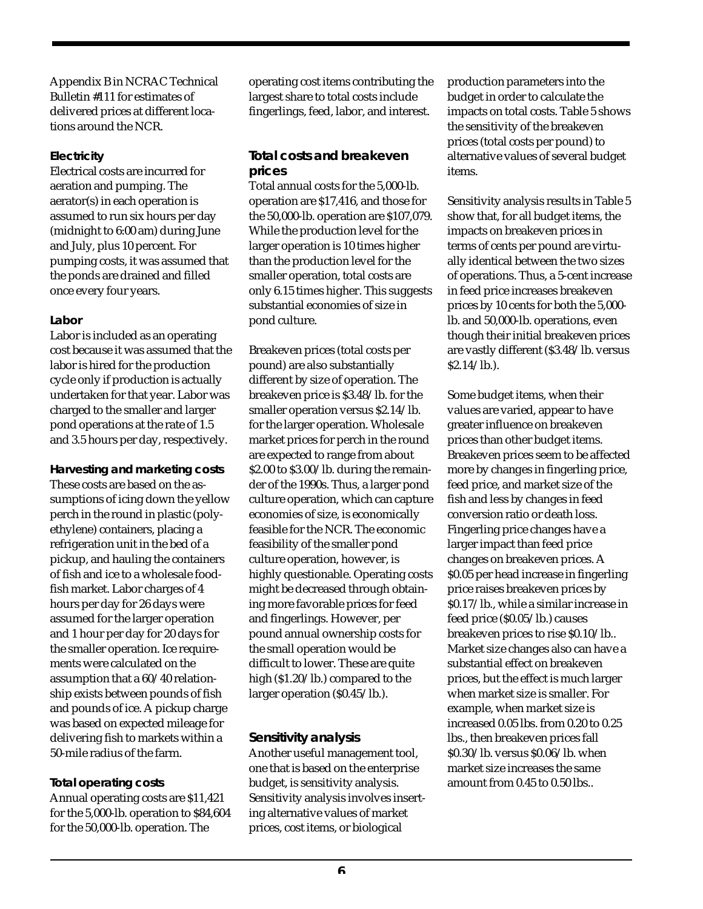Appendix B in NCRAC Technical Bulletin #111 for estimates of delivered prices at different locations around the NCR.

**Electricity**

Electrical costs are incurred for aeration and pumping. The aerator(s) in each operation is assumed to run six hours per day (midnight to 6:00 am) during June and July, plus 10 percent. For pumping costs, it was assumed that the ponds are drained and filled once every four years.

**Labor**

Labor is included as an operating cost because it was assumed that the labor is hired for the production cycle only if production is actually undertaken for that year. Labor was charged to the smaller and larger pond operations at the rate of 1.5 and 3.5 hours per day, respectively.

**Harvesting and marketing costs**

These costs are based on the assumptions of icing down the yellow perch in the round in plastic (polyethylene) containers, placing a refrigeration unit in the bed of a pickup, and hauling the containers of fish and ice to a wholesale food-fish market. Labor charges of 4 hours per day for 26 days were assumed for the larger operation and 1 hour per day for 20 days for the smaller operation. Ice requirements were calculated on the assumption that a 60/40 relationship exists between pounds of fish and pounds of ice. A pickup charge was based on expected mileage for delivering fish to markets within a 50-mile radius of the farm.

**Total operating costs**

Annual operating costs are $11,421 for the 5,000-lb. operation to $84,604 for the 50,000-lb. operation. The operating cost items contributing the largest share to total costs include fingerlings, feed, labor, and interest.

## Total costs and breakeven prices

Total annual costs for the 5,000-lb. operation are $17,416, and those for the 50,000-lb. operation are $107,079. While the production level for the larger operation is 10 times higher than the production level for the smaller operation, total costs are only 6.15 times higher. This suggests substantial economies of size in pond culture.

Breakeven prices (total costs per pound) are also substantially different by size of operation. The breakeven price is $3.48/lb. for the smaller operation versus $2.14/lb. for the larger operation. Wholesale market prices for perch in the round are expected to range from about $2.00 to $3.00/lb. during the remainder of the 1990s. Thus, a larger pond culture operation, which can capture economies of size, is economically feasible for the NCR. The economic feasibility of the smaller pond culture operation, however, is highly questionable. Operating costs might be decreased through obtaining more favorable prices for feed and fingerlings. However, per pound annual ownership costs for the small operation would be difficult to lower. These are quite high ($1.20/lb.) compared to the larger operation ($0.45/lb.).

## Sensitivity analysis

Another useful management tool, one that is based on the enterprise budget, is sensitivity analysis. Sensitivity analysis involves inserting alternative values of market prices, cost items, or biological production parameters into the budget in order to calculate the impacts on total costs. Table 5 shows the sensitivity of the breakeven prices (total costs per pound) to alternative values of several budget items.

Sensitivity analysis results in Table 5 show that, for all budget items, the impacts on breakeven prices in terms of cents per pound are virtually identical between the two sizes of operations. Thus, a 5-cent increase in feed price increases breakeven prices by 10 cents for both the 5,000-lb. and 50,000-lb. operations, even though their initial breakeven prices are vastly different ($3.48/lb. versus $2.14/lb.).

Some budget items, when their values are varied, appear to have greater influence on breakeven prices than other budget items. Breakeven prices seem to be affected more by changes in fingerling price, feed price, and market size of the fish and less by changes in feed conversion ratio or death loss. Fingerling price changes have a larger impact than feed price changes on breakeven prices. A $0.05 per head increase in fingerling price raises breakeven prices by $0.17/lb., while a similar increase in feed price ($0.05/lb.) causes breakeven prices to rise $0.10/lb.. Market size changes also can have a substantial effect on breakeven prices, but the effect is much larger when market size is smaller. For example, when market size is increased 0.05 lbs. from 0.20 to 0.25 lbs., then breakeven prices fall $0.30/lb. versus $0.06/lb. when market size increases the same amount from 0.45 to 0.50 lbs..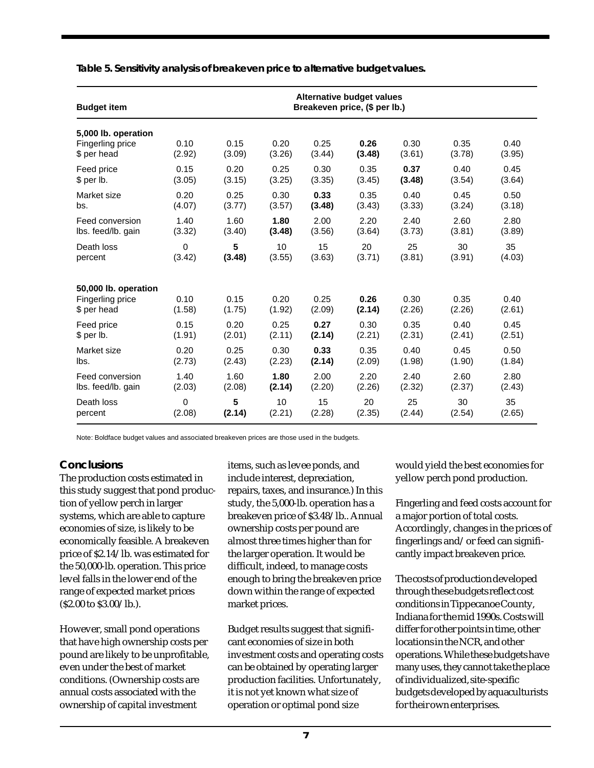**Table 5. Sensitivity analysis of breakeven price to alternative budget values.**

| Budget item | Alternative budget values Breakeven price, ($ per lb.) | | | | | | | |
|---|---|---|---|---|---|---|---|---|
| **5,000 lb. operation** | | | | | | | | |
| Fingerling price | 0.10 | 0.15 | 0.20 | 0.25 | **0.26** | 0.30 | 0.35 | 0.40 |
| $ per head | (2.92) | (3.09) | (3.26) | (3.44) | **(3.48)** | (3.61) | (3.78) | (3.95) |
| Feed price | 0.15 | 0.20 | 0.25 | 0.30 | 0.35 | **0.37** | 0.40 | 0.45 |
| $ per lb. | (3.05) | (3.15) | (3.25) | (3.35) | (3.45) | **(3.48)** | (3.54) | (3.64) |
| Market size | 0.20 | 0.25 | 0.30 | **0.33** | 0.35 | 0.40 | 0.45 | 0.50 |
| bs. | (4.07) | (3.77) | (3.57) | **(3.48)** | (3.43) | (3.33) | (3.24) | (3.18) |
| Feed conversion | 1.40 | 1.60 | **1.80** | 2.00 | 2.20 | 2.40 | 2.60 | 2.80 |
| lbs. feed/lb. gain | (3.32) | (3.40) | **(3.48)** | (3.56) | (3.64) | (3.73) | (3.81) | (3.89) |
| Death loss | 0 | **5** | 10 | 15 | 20 | 25 | 30 | 35 |
| percent | (3.42) | **(3.48)** | (3.55) | (3.63) | (3.71) | (3.81) | (3.91) | (4.03) |
| **50,000 lb. operation** | | | | | | | | |
| Fingerling price | 0.10 | 0.15 | 0.20 | 0.25 | **0.26** | 0.30 | 0.35 | 0.40 |
| $ per head | (1.58) | (1.75) | (1.92) | (2.09) | **(2.14)** | (2.26) | (2.26) | (2.61) |
| Feed price | 0.15 | 0.20 | 0.25 | **0.27** | 0.30 | 0.35 | 0.40 | 0.45 |
| $ per lb. | (1.91) | (2.01) | (2.11) | **(2.14)** | (2.21) | (2.31) | (2.41) | (2.51) |
| Market size | 0.20 | 0.25 | 0.30 | **0.33** | 0.35 | 0.40 | 0.45 | 0.50 |
| lbs. | (2.73) | (2.43) | (2.23) | **(2.14)** | (2.09) | (1.98) | (1.90) | (1.84) |
| Feed conversion | 1.40 | 1.60 | **1.80** | 2.00 | 2.20 | 2.40 | 2.60 | 2.80 |
| lbs. feed/lb. gain | (2.03) | (2.08) | **(2.14)** | (2.20) | (2.26) | (2.32) | (2.37) | (2.43) |
| Death loss | 0 | **5** | 10 | 15 | 20 | 25 | 30 | 35 |
| percent | (2.08) | **(2.14)** | (2.21) | (2.28) | (2.35) | (2.44) | (2.54) | (2.65) |

Note: Boldface budget values and associated breakeven prices are those used in the budgets.

## Conclusions

The production costs estimated in this study suggest that pond production of yellow perch in larger systems, which are able to capture economies of size, is likely to be economically feasible. A breakeven price of $2.14/lb. was estimated for the 50,000-lb. operation. This price level falls in the lower end of the range of expected market prices ($2.00 to $3.00/lb.).

However, small pond operations that have high ownership costs per pound are likely to be unprofitable, even under the best of market conditions. (Ownership costs are annual costs associated with the ownership of capital investment items, such as levee ponds, and include interest, depreciation, repairs, taxes, and insurance.) In this study, the 5,000-lb. operation has a breakeven price of $3.48/lb.. Annual ownership costs per pound are almost three times higher than for the larger operation. It would be difficult, indeed, to manage costs enough to bring the breakeven price down within the range of expected market prices.

Budget results suggest that significant economies of size in both investment costs and operating costs can be obtained by operating larger production facilities. Unfortunately, it is not yet known what size of operation or optimal pond size would yield the best economies for yellow perch pond production.

Fingerling and feed costs account for a major portion of total costs. Accordingly, changes in the prices of fingerlings and/or feed can significantly impact breakeven price.

The costs of production developed through these budgets reflect cost conditions in Tippecanoe County, Indiana for the mid 1990s. Costs will differ for other points in time, other locations in the NCR, and other operations. While these budgets have many uses, they cannot take the place of individualized, site-specific budgets developed by aquaculturists for their own enterprises.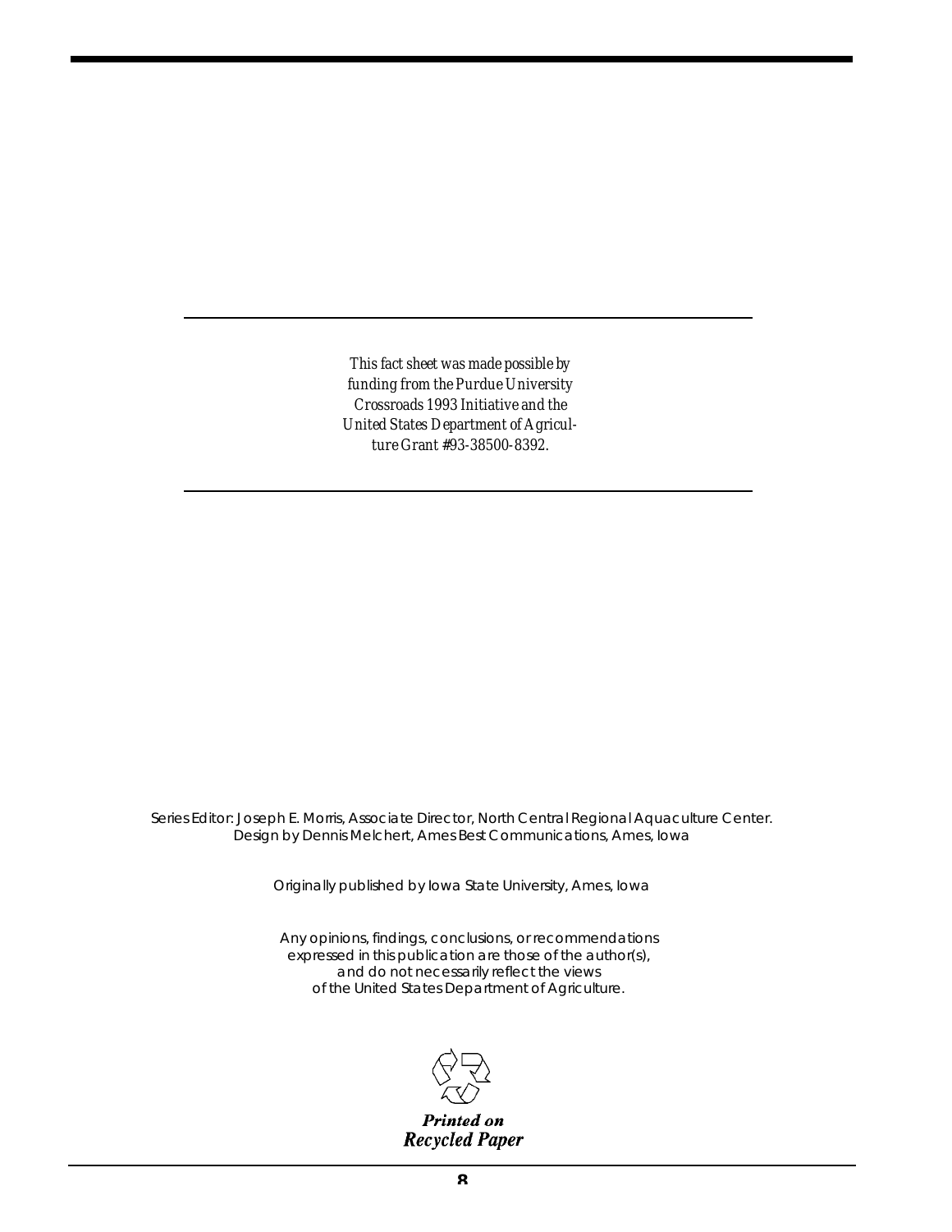---

*This fact sheet was made possible by funding from the Purdue University Crossroads 1993 Initiative and the United States Department of Agriculture Grant #93-38500-8392.*

---

Series Editor: Joseph E. Morris, Associate Director, North Central Regional Aquaculture Center.
Design by Dennis Melchert, Ames Best Communications, Ames, Iowa

Originally published by Iowa State University, Ames, Iowa

Any opinions, findings, conclusions, or recommendations expressed in this publication are those of the author(s), and do not necessarily reflect the views of the United States Department of Agriculture.

***Printed on Recycled Paper***